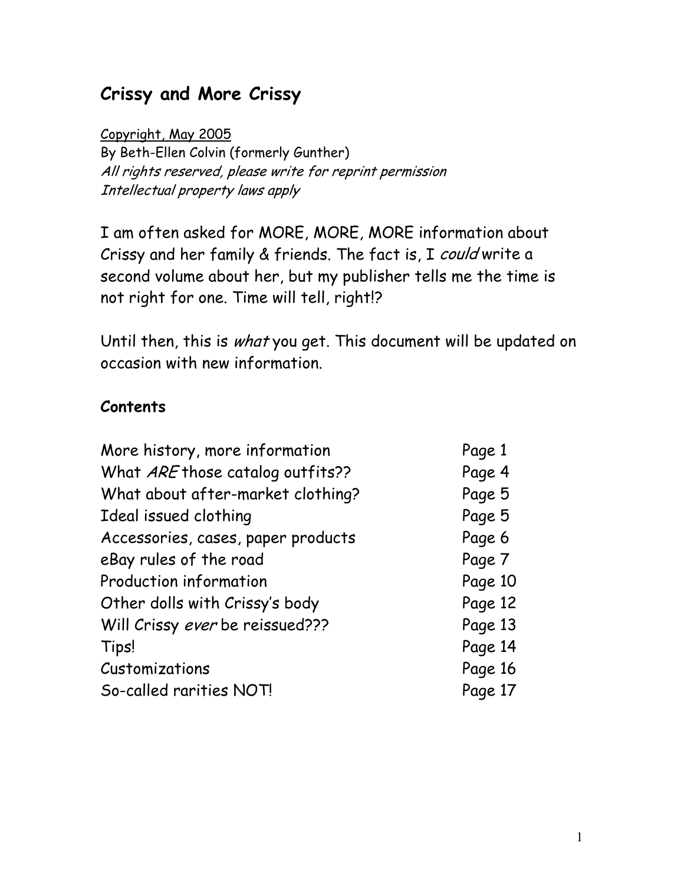# Crissy and More Crissy

Copyright, May 2005
By Beth-Ellen Colvin (formerly Gunther)
*All rights reserved, please write for reprint permission*
*Intellectual property laws apply*

I am often asked for MORE, MORE, MORE information about Crissy and her family & friends. The fact is, I *could* write a second volume about her, but my publisher tells me the time is not right for one. Time will tell, right!?

Until then, this is *what* you get. This document will be updated on occasion with new information.

## Contents

| | |
|---|---|
| More history, more information | Page 1 |
| What *ARE* those catalog outfits?? | Page 4 |
| What about after-market clothing? | Page 5 |
| Ideal issued clothing | Page 5 |
| Accessories, cases, paper products | Page 6 |
| eBay rules of the road | Page 7 |
| Production information | Page 10 |
| Other dolls with Crissy's body | Page 12 |
| Will Crissy *ever* be reissued??? | Page 13 |
| Tips! | Page 14 |
| Customizations | Page 16 |
| So-called rarities NOT! | Page 17 |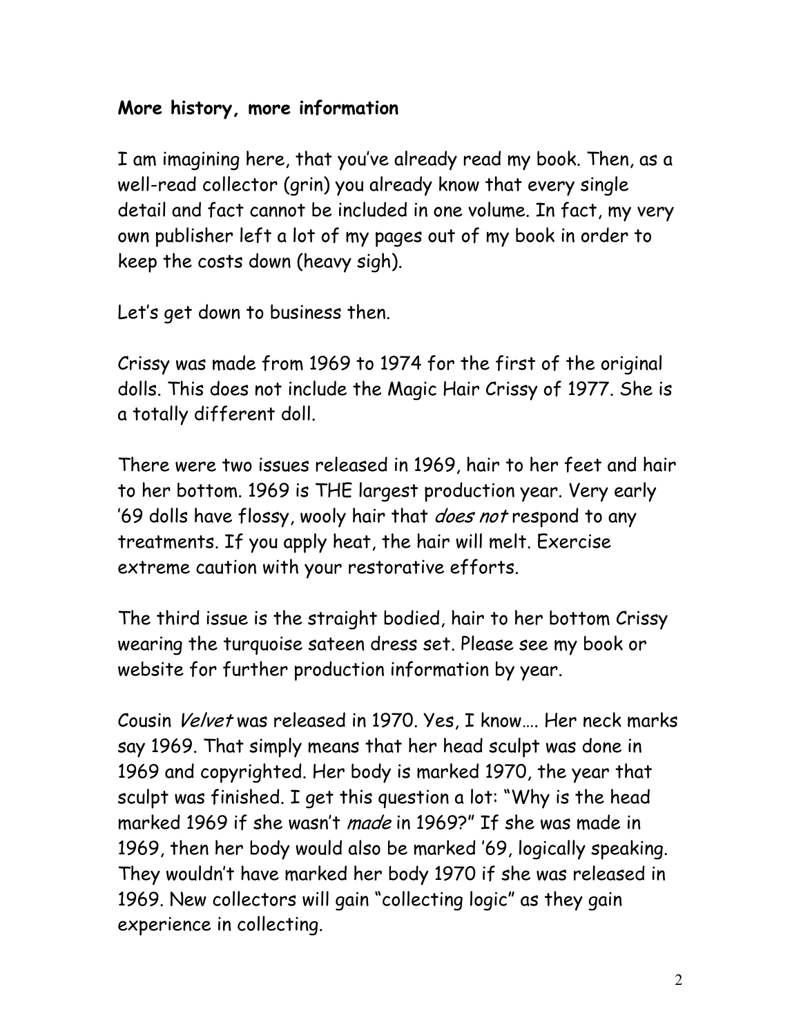**More history, more information**

I am imagining here, that you've already read my book. Then, as a well-read collector (grin) you already know that every single detail and fact cannot be included in one volume. In fact, my very own publisher left a lot of my pages out of my book in order to keep the costs down (heavy sigh).

Let's get down to business then.

Crissy was made from 1969 to 1974 for the first of the original dolls. This does not include the Magic Hair Crissy of 1977. She is a totally different doll.

There were two issues released in 1969, hair to her feet and hair to her bottom. 1969 is THE largest production year. Very early '69 dolls have flossy, wooly hair that *does not* respond to any treatments. If you apply heat, the hair will melt. Exercise extreme caution with your restorative efforts.

The third issue is the straight bodied, hair to her bottom Crissy wearing the turquoise sateen dress set. Please see my book or website for further production information by year.

Cousin *Velvet* was released in 1970. Yes, I know…. Her neck marks say 1969. That simply means that her head sculpt was done in 1969 and copyrighted. Her body is marked 1970, the year that sculpt was finished. I get this question a lot: "Why is the head marked 1969 if she wasn't *made* in 1969?" If she was made in 1969, then her body would also be marked '69, logically speaking. They wouldn't have marked her body 1970 if she was released in 1969. New collectors will gain "collecting logic" as they gain experience in collecting.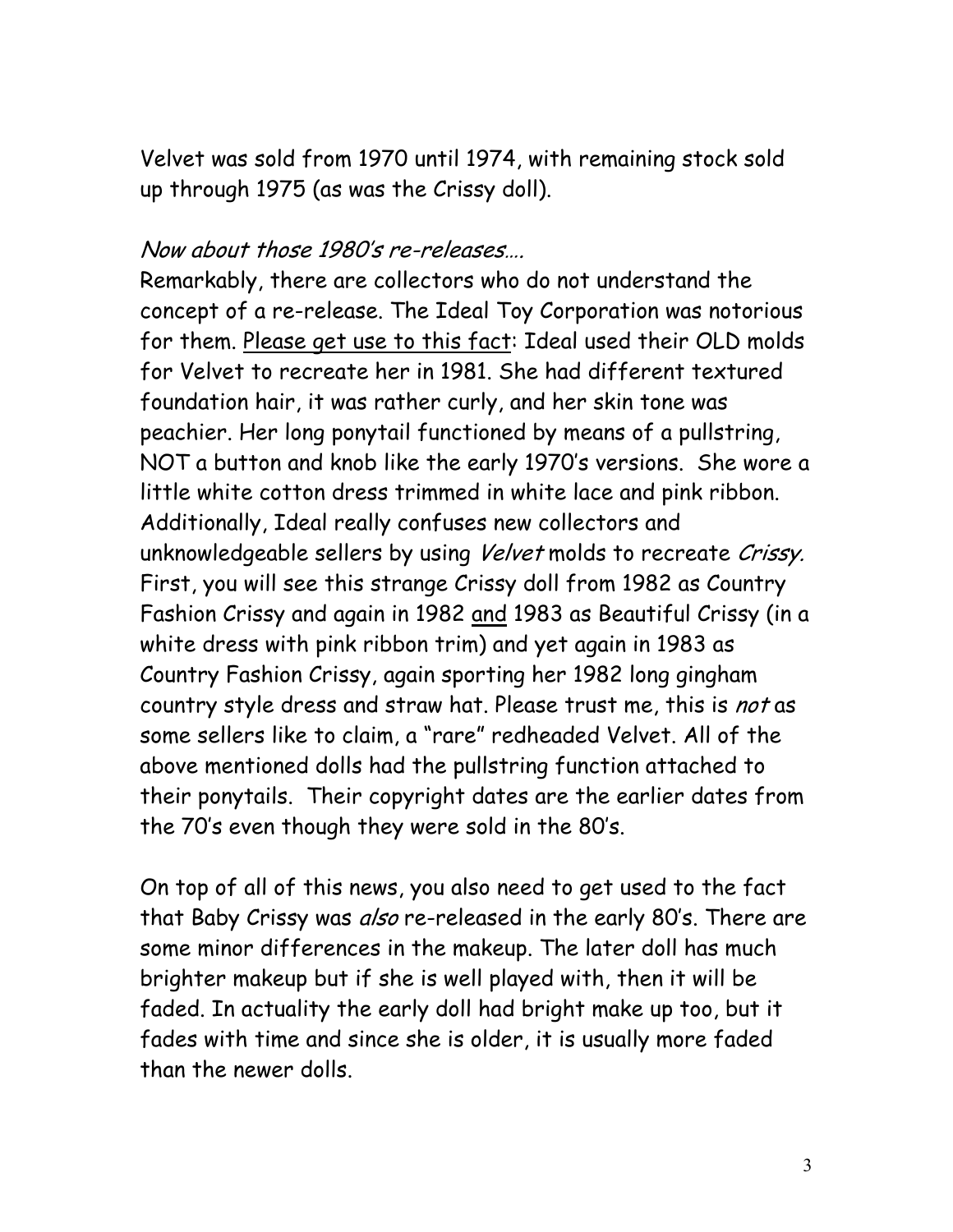Velvet was sold from 1970 until 1974, with remaining stock sold up through 1975 (as was the Crissy doll).

*Now about those 1980's re-releases….*

Remarkably, there are collectors who do not understand the concept of a re-release. The Ideal Toy Corporation was notorious for them. <u>Please get use to this fact</u>: Ideal used their OLD molds for Velvet to recreate her in 1981. She had different textured foundation hair, it was rather curly, and her skin tone was peachier. Her long ponytail functioned by means of a pullstring, NOT a button and knob like the early 1970's versions. She wore a little white cotton dress trimmed in white lace and pink ribbon. Additionally, Ideal really confuses new collectors and unknowledgeable sellers by using *Velvet* molds to recreate *Crissy.* First, you will see this strange Crissy doll from 1982 as Country Fashion Crissy and again in 1982 <u>and</u> 1983 as Beautiful Crissy (in a white dress with pink ribbon trim) and yet again in 1983 as Country Fashion Crissy, again sporting her 1982 long gingham country style dress and straw hat. Please trust me, this is *not* as some sellers like to claim, a "rare" redheaded Velvet. All of the above mentioned dolls had the pullstring function attached to their ponytails. Their copyright dates are the earlier dates from the 70's even though they were sold in the 80's.

On top of all of this news, you also need to get used to the fact that Baby Crissy was *also* re-released in the early 80's. There are some minor differences in the makeup. The later doll has much brighter makeup but if she is well played with, then it will be faded. In actuality the early doll had bright make up too, but it fades with time and since she is older, it is usually more faded than the newer dolls.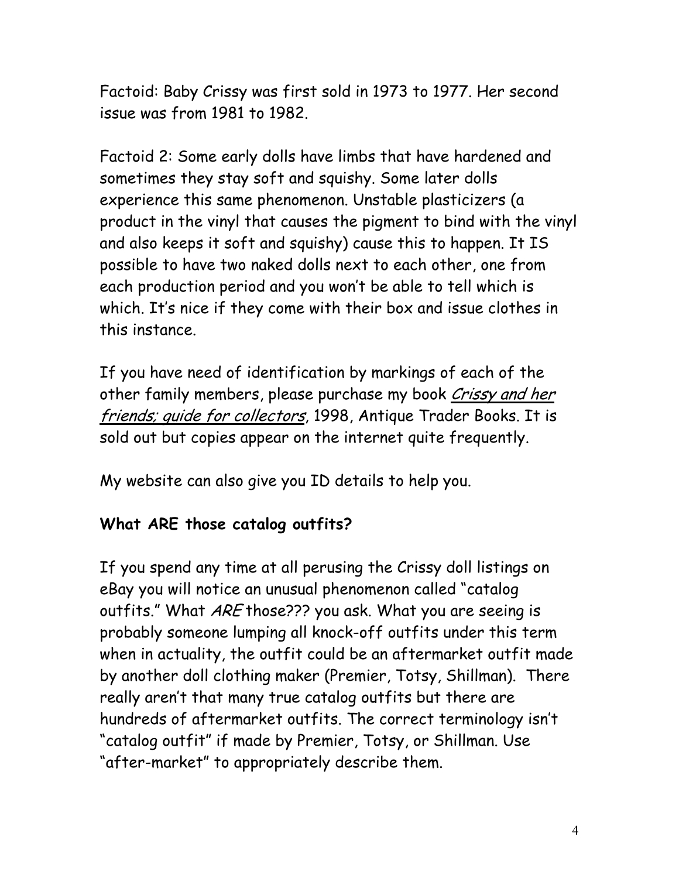Factoid: Baby Crissy was first sold in 1973 to 1977. Her second issue was from 1981 to 1982.

Factoid 2: Some early dolls have limbs that have hardened and sometimes they stay soft and squishy. Some later dolls experience this same phenomenon. Unstable plasticizers (a product in the vinyl that causes the pigment to bind with the vinyl and also keeps it soft and squishy) cause this to happen. It IS possible to have two naked dolls next to each other, one from each production period and you won't be able to tell which is which. It's nice if they come with their box and issue clothes in this instance.

If you have need of identification by markings of each of the other family members, please purchase my book *Crissy and her friends; guide for collectors*, 1998, Antique Trader Books. It is sold out but copies appear on the internet quite frequently.

My website can also give you ID details to help you.

**What ARE those catalog outfits?**

If you spend any time at all perusing the Crissy doll listings on eBay you will notice an unusual phenomenon called "catalog outfits." What *ARE* those??? you ask. What you are seeing is probably someone lumping all knock-off outfits under this term when in actuality, the outfit could be an aftermarket outfit made by another doll clothing maker (Premier, Totsy, Shillman). There really aren't that many true catalog outfits but there are hundreds of aftermarket outfits. The correct terminology isn't "catalog outfit" if made by Premier, Totsy, or Shillman. Use "after-market" to appropriately describe them.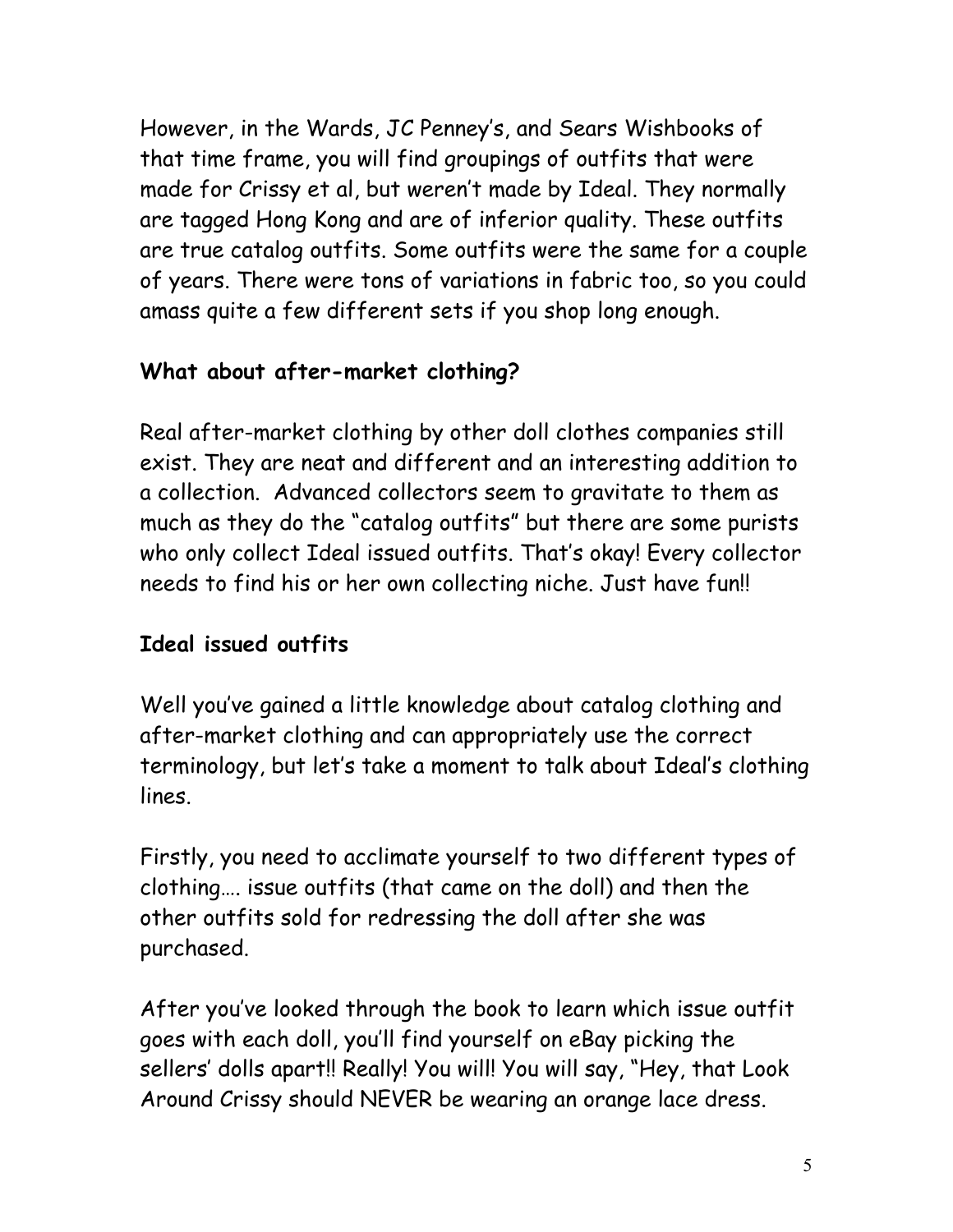However, in the Wards, JC Penney's, and Sears Wishbooks of that time frame, you will find groupings of outfits that were made for Crissy et al, but weren't made by Ideal. They normally are tagged Hong Kong and are of inferior quality. These outfits are true catalog outfits. Some outfits were the same for a couple of years. There were tons of variations in fabric too, so you could amass quite a few different sets if you shop long enough.

### What about after-market clothing?

Real after-market clothing by other doll clothes companies still exist. They are neat and different and an interesting addition to a collection. Advanced collectors seem to gravitate to them as much as they do the "catalog outfits" but there are some purists who only collect Ideal issued outfits. That's okay! Every collector needs to find his or her own collecting niche. Just have fun!!

### Ideal issued outfits

Well you've gained a little knowledge about catalog clothing and after-market clothing and can appropriately use the correct terminology, but let's take a moment to talk about Ideal's clothing lines.

Firstly, you need to acclimate yourself to two different types of clothing…. issue outfits (that came on the doll) and then the other outfits sold for redressing the doll after she was purchased.

After you've looked through the book to learn which issue outfit goes with each doll, you'll find yourself on eBay picking the sellers' dolls apart!! Really! You will! You will say, "Hey, that Look Around Crissy should NEVER be wearing an orange lace dress.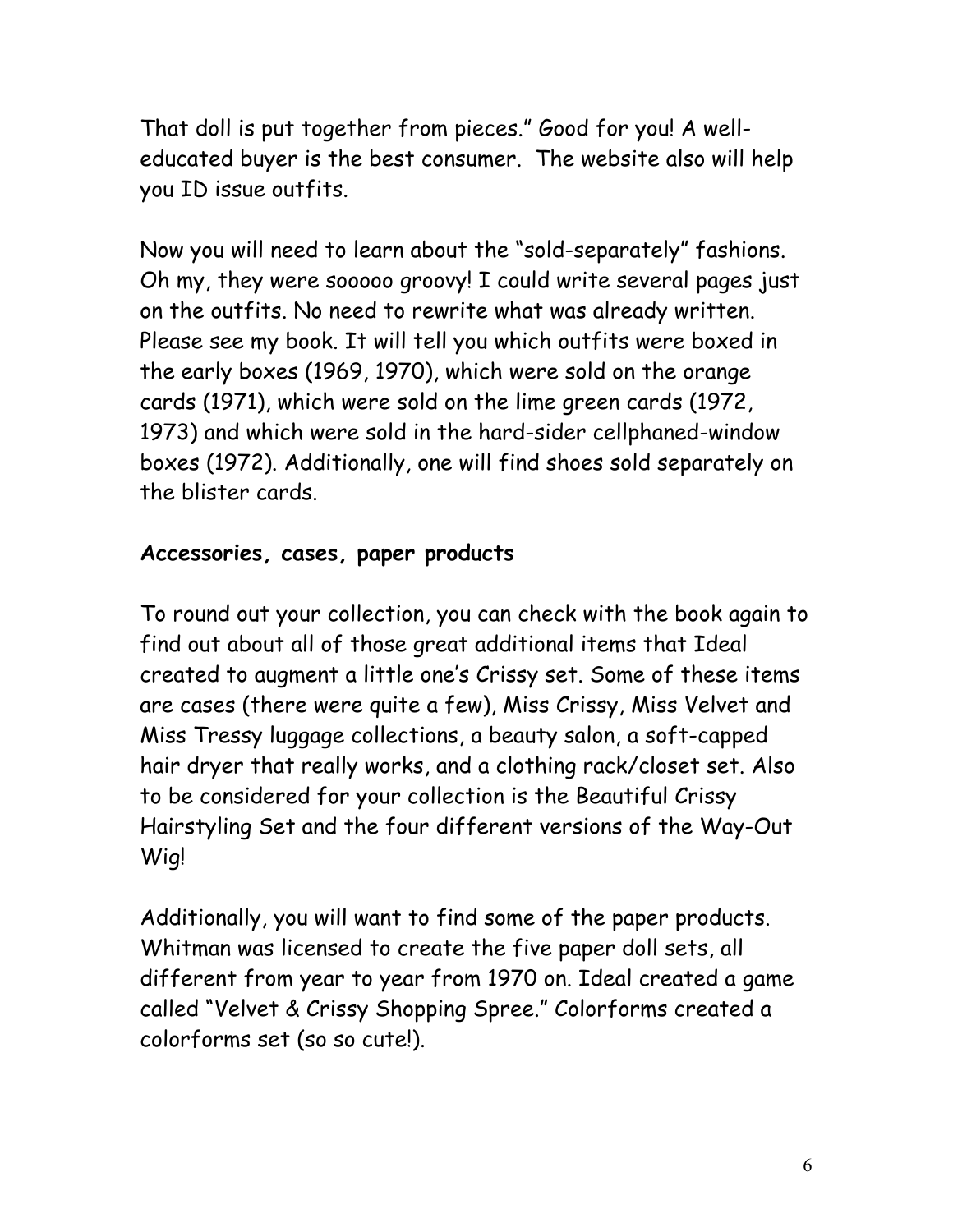That doll is put together from pieces." Good for you! A well-educated buyer is the best consumer.  The website also will help you ID issue outfits.

Now you will need to learn about the "sold-separately" fashions. Oh my, they were sooooo groovy! I could write several pages just on the outfits. No need to rewrite what was already written. Please see my book. It will tell you which outfits were boxed in the early boxes (1969, 1970), which were sold on the orange cards (1971), which were sold on the lime green cards (1972, 1973) and which were sold in the hard-sider cellphaned-window boxes (1972). Additionally, one will find shoes sold separately on the blister cards.

**Accessories, cases, paper products**

To round out your collection, you can check with the book again to find out about all of those great additional items that Ideal created to augment a little one's Crissy set. Some of these items are cases (there were quite a few), Miss Crissy, Miss Velvet and Miss Tressy luggage collections, a beauty salon, a soft-capped hair dryer that really works, and a clothing rack/closet set. Also to be considered for your collection is the Beautiful Crissy Hairstyling Set and the four different versions of the Way-Out Wig!

Additionally, you will want to find some of the paper products. Whitman was licensed to create the five paper doll sets, all different from year to year from 1970 on. Ideal created a game called "Velvet & Crissy Shopping Spree." Colorforms created a colorforms set (so so cute!).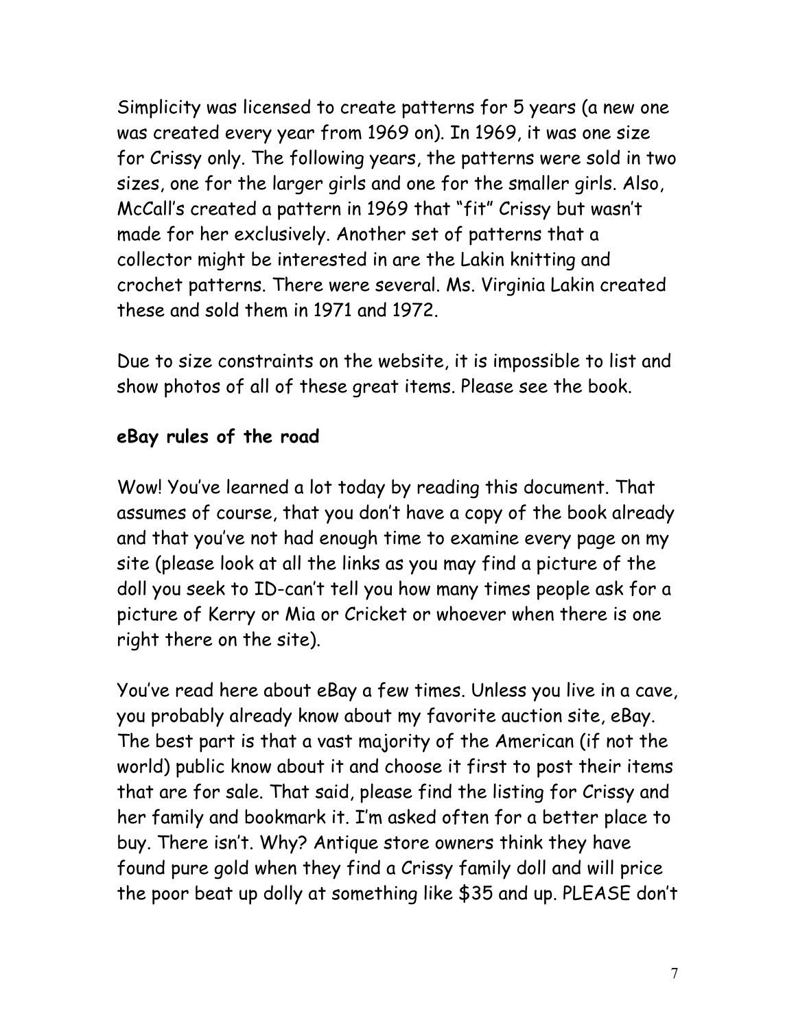Simplicity was licensed to create patterns for 5 years (a new one was created every year from 1969 on). In 1969, it was one size for Crissy only. The following years, the patterns were sold in two sizes, one for the larger girls and one for the smaller girls. Also, McCall's created a pattern in 1969 that "fit" Crissy but wasn't made for her exclusively. Another set of patterns that a collector might be interested in are the Lakin knitting and crochet patterns. There were several. Ms. Virginia Lakin created these and sold them in 1971 and 1972.

Due to size constraints on the website, it is impossible to list and show photos of all of these great items. Please see the book.

**eBay rules of the road**

Wow! You've learned a lot today by reading this document. That assumes of course, that you don't have a copy of the book already and that you've not had enough time to examine every page on my site (please look at all the links as you may find a picture of the doll you seek to ID-can't tell you how many times people ask for a picture of Kerry or Mia or Cricket or whoever when there is one right there on the site).

You've read here about eBay a few times. Unless you live in a cave, you probably already know about my favorite auction site, eBay. The best part is that a vast majority of the American (if not the world) public know about it and choose it first to post their items that are for sale. That said, please find the listing for Crissy and her family and bookmark it. I'm asked often for a better place to buy. There isn't. Why? Antique store owners think they have found pure gold when they find a Crissy family doll and will price the poor beat up dolly at something like $35 and up. PLEASE don't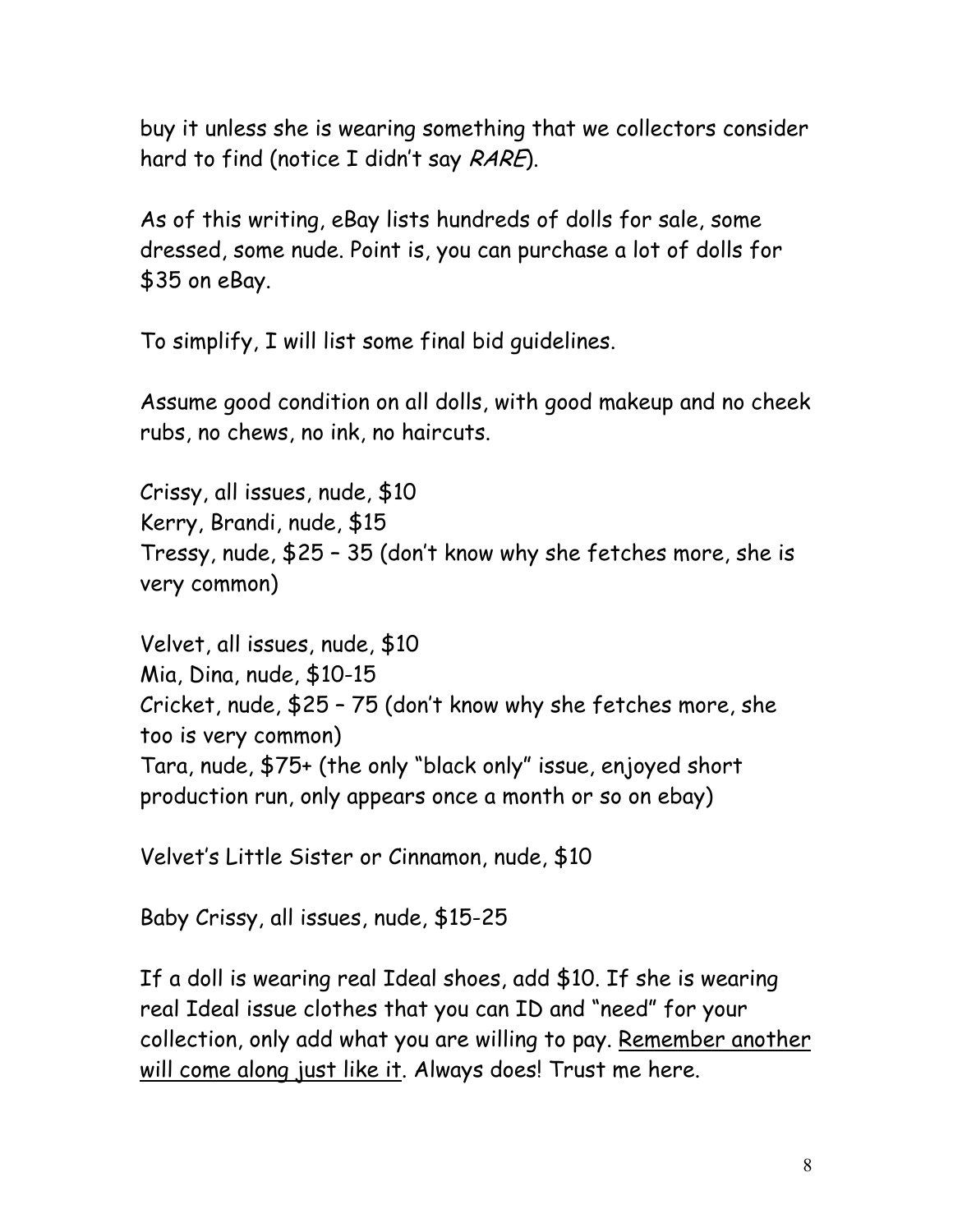buy it unless she is wearing something that we collectors consider hard to find (notice I didn't say *RARE*).

As of this writing, eBay lists hundreds of dolls for sale, some dressed, some nude. Point is, you can purchase a lot of dolls for $35 on eBay.

To simplify, I will list some final bid guidelines.

Assume good condition on all dolls, with good makeup and no cheek rubs, no chews, no ink, no haircuts.

Crissy, all issues, nude, $10
Kerry, Brandi, nude, $15
Tressy, nude, $25 – 35 (don't know why she fetches more, she is very common)

Velvet, all issues, nude, $10
Mia, Dina, nude, $10-15
Cricket, nude, $25 – 75 (don't know why she fetches more, she too is very common)
Tara, nude, $75+ (the only "black only" issue, enjoyed short production run, only appears once a month or so on ebay)

Velvet's Little Sister or Cinnamon, nude, $10

Baby Crissy, all issues, nude, $15-25

If a doll is wearing real Ideal shoes, add $10. If she is wearing real Ideal issue clothes that you can ID and "need" for your collection, only add what you are willing to pay. <u>Remember another will come along just like it</u>. Always does! Trust me here.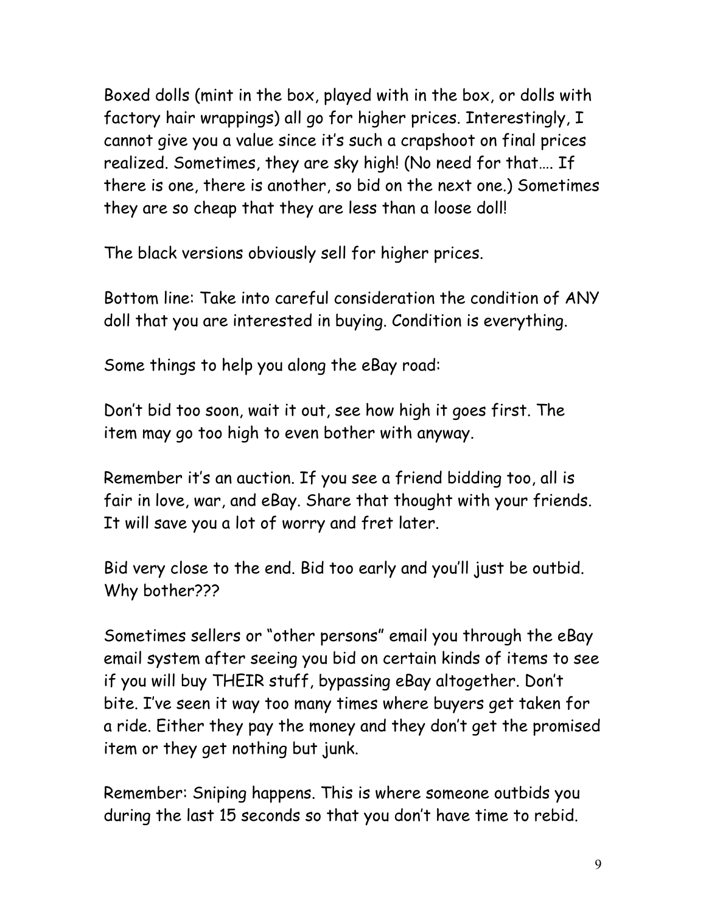Boxed dolls (mint in the box, played with in the box, or dolls with factory hair wrappings) all go for higher prices. Interestingly, I cannot give you a value since it's such a crapshoot on final prices realized. Sometimes, they are sky high! (No need for that…. If there is one, there is another, so bid on the next one.) Sometimes they are so cheap that they are less than a loose doll!

The black versions obviously sell for higher prices.

Bottom line: Take into careful consideration the condition of ANY doll that you are interested in buying. Condition is everything.

Some things to help you along the eBay road:

Don't bid too soon, wait it out, see how high it goes first. The item may go too high to even bother with anyway.

Remember it's an auction. If you see a friend bidding too, all is fair in love, war, and eBay. Share that thought with your friends. It will save you a lot of worry and fret later.

Bid very close to the end. Bid too early and you'll just be outbid. Why bother???

Sometimes sellers or "other persons" email you through the eBay email system after seeing you bid on certain kinds of items to see if you will buy THEIR stuff, bypassing eBay altogether. Don't bite. I've seen it way too many times where buyers get taken for a ride. Either they pay the money and they don't get the promised item or they get nothing but junk.

Remember: Sniping happens. This is where someone outbids you during the last 15 seconds so that you don't have time to rebid.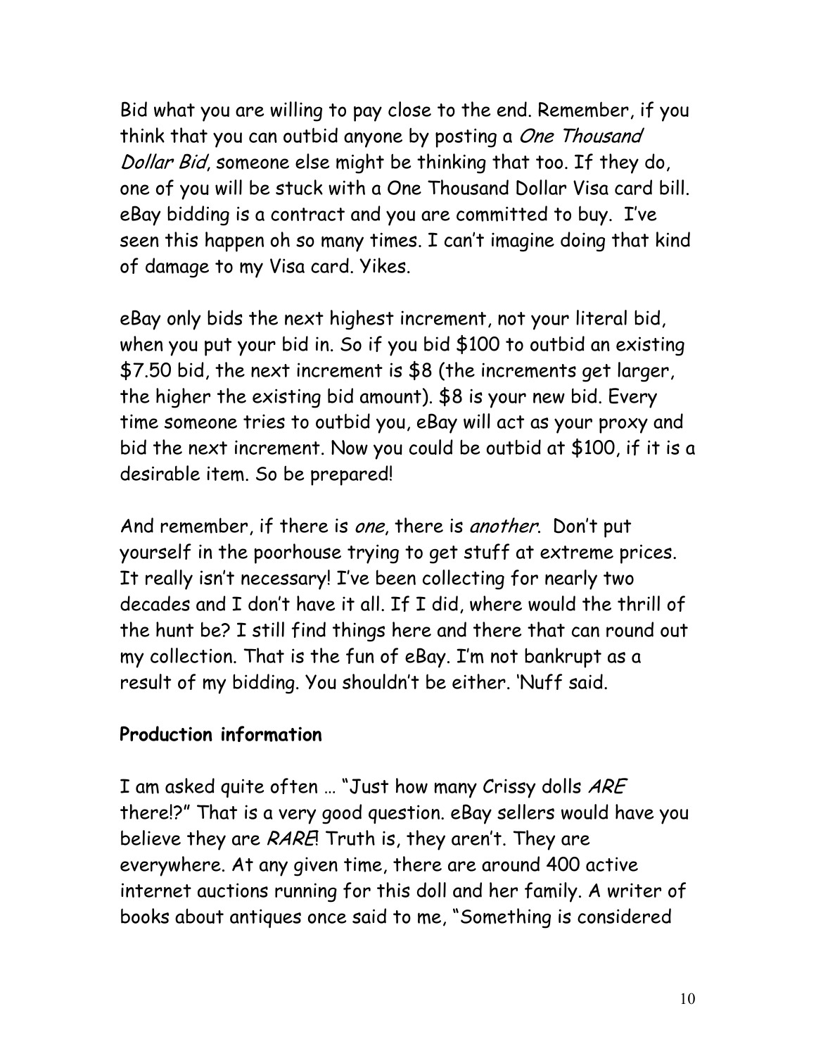Bid what you are willing to pay close to the end. Remember, if you think that you can outbid anyone by posting a *One Thousand Dollar Bid*, someone else might be thinking that too. If they do, one of you will be stuck with a One Thousand Dollar Visa card bill. eBay bidding is a contract and you are committed to buy. I've seen this happen oh so many times. I can't imagine doing that kind of damage to my Visa card. Yikes.

eBay only bids the next highest increment, not your literal bid, when you put your bid in. So if you bid $100 to outbid an existing $7.50 bid, the next increment is $8 (the increments get larger, the higher the existing bid amount). $8 is your new bid. Every time someone tries to outbid you, eBay will act as your proxy and bid the next increment. Now you could be outbid at $100, if it is a desirable item. So be prepared!

And remember, if there is *one*, there is *another*. Don't put yourself in the poorhouse trying to get stuff at extreme prices. It really isn't necessary! I've been collecting for nearly two decades and I don't have it all. If I did, where would the thrill of the hunt be? I still find things here and there that can round out my collection. That is the fun of eBay. I'm not bankrupt as a result of my bidding. You shouldn't be either. 'Nuff said.

**Production information**

I am asked quite often … "Just how many Crissy dolls *ARE* there!?" That is a very good question. eBay sellers would have you believe they are *RARE*! Truth is, they aren't. They are everywhere. At any given time, there are around 400 active internet auctions running for this doll and her family. A writer of books about antiques once said to me, "Something is considered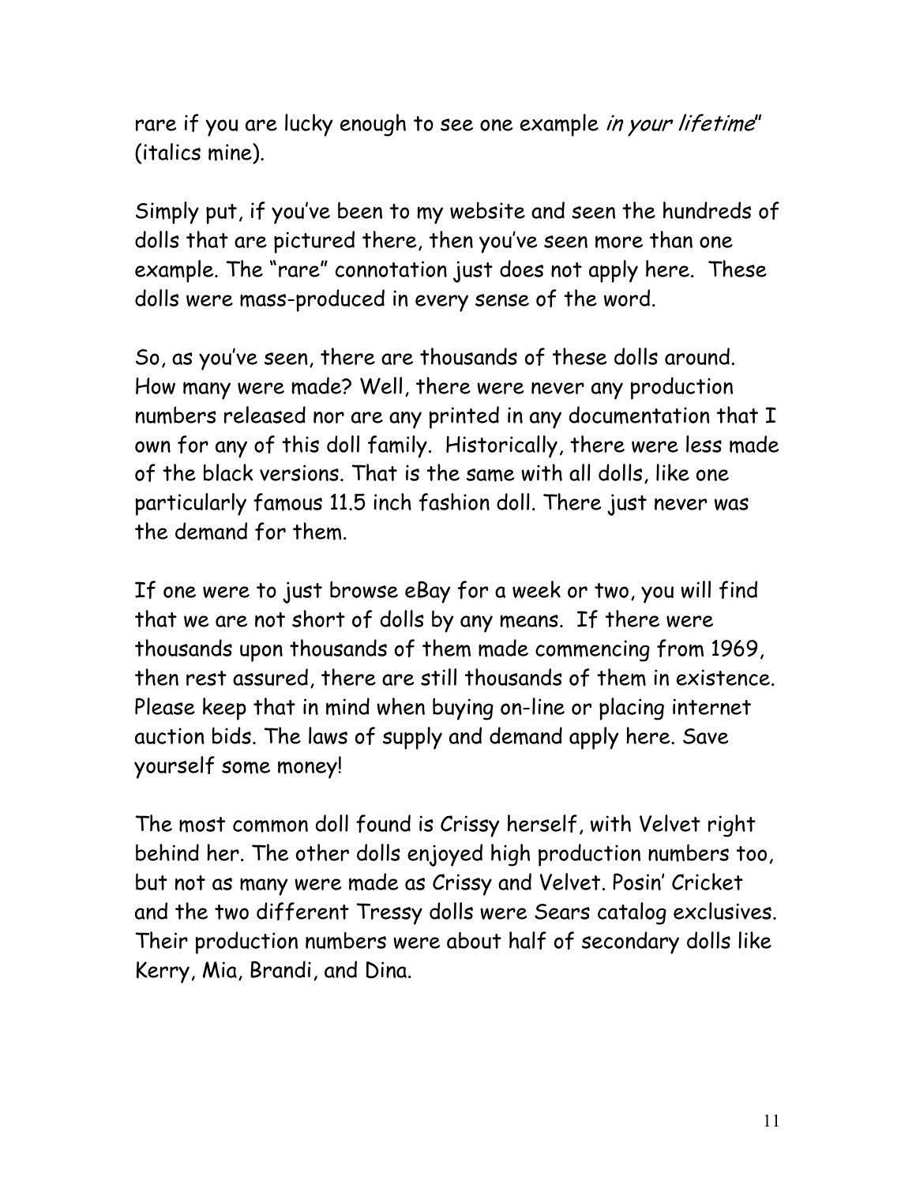rare if you are lucky enough to see one example *in your lifetime*" (italics mine).

Simply put, if you've been to my website and seen the hundreds of dolls that are pictured there, then you've seen more than one example. The "rare" connotation just does not apply here. These dolls were mass-produced in every sense of the word.

So, as you've seen, there are thousands of these dolls around. How many were made? Well, there were never any production numbers released nor are any printed in any documentation that I own for any of this doll family. Historically, there were less made of the black versions. That is the same with all dolls, like one particularly famous 11.5 inch fashion doll. There just never was the demand for them.

If one were to just browse eBay for a week or two, you will find that we are not short of dolls by any means. If there were thousands upon thousands of them made commencing from 1969, then rest assured, there are still thousands of them in existence. Please keep that in mind when buying on-line or placing internet auction bids. The laws of supply and demand apply here. Save yourself some money!

The most common doll found is Crissy herself, with Velvet right behind her. The other dolls enjoyed high production numbers too, but not as many were made as Crissy and Velvet. Posin' Cricket and the two different Tressy dolls were Sears catalog exclusives. Their production numbers were about half of secondary dolls like Kerry, Mia, Brandi, and Dina.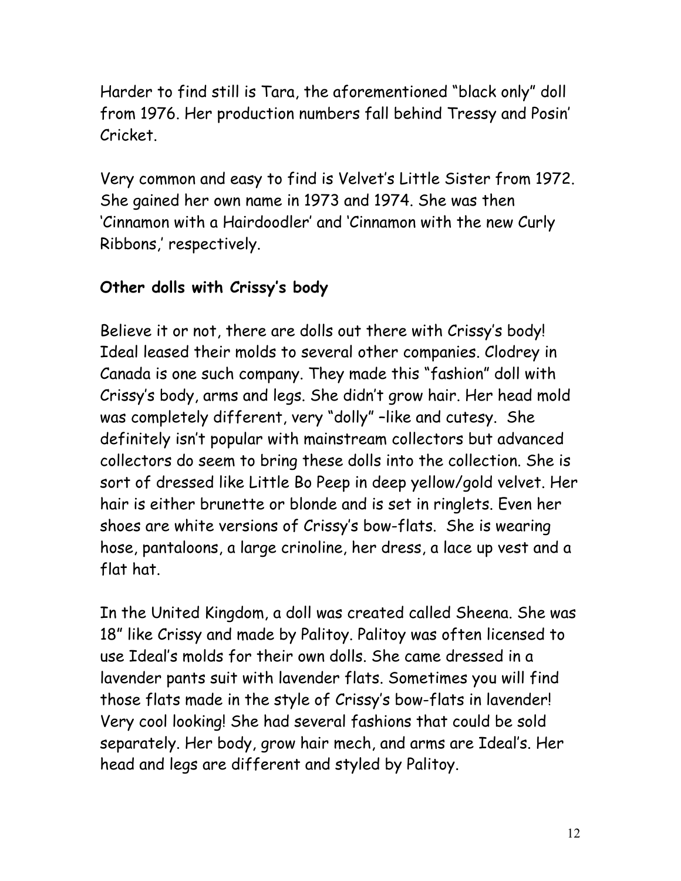Harder to find still is Tara, the aforementioned "black only" doll from 1976. Her production numbers fall behind Tressy and Posin' Cricket.

Very common and easy to find is Velvet's Little Sister from 1972. She gained her own name in 1973 and 1974. She was then 'Cinnamon with a Hairdoodler' and 'Cinnamon with the new Curly Ribbons,' respectively.

**Other dolls with Crissy's body**

Believe it or not, there are dolls out there with Crissy's body! Ideal leased their molds to several other companies. Clodrey in Canada is one such company. They made this "fashion" doll with Crissy's body, arms and legs. She didn't grow hair. Her head mold was completely different, very "dolly" –like and cutesy. She definitely isn't popular with mainstream collectors but advanced collectors do seem to bring these dolls into the collection. She is sort of dressed like Little Bo Peep in deep yellow/gold velvet. Her hair is either brunette or blonde and is set in ringlets. Even her shoes are white versions of Crissy's bow-flats. She is wearing hose, pantaloons, a large crinoline, her dress, a lace up vest and a flat hat.

In the United Kingdom, a doll was created called Sheena. She was 18" like Crissy and made by Palitoy. Palitoy was often licensed to use Ideal's molds for their own dolls. She came dressed in a lavender pants suit with lavender flats. Sometimes you will find those flats made in the style of Crissy's bow-flats in lavender! Very cool looking! She had several fashions that could be sold separately. Her body, grow hair mech, and arms are Ideal's. Her head and legs are different and styled by Palitoy.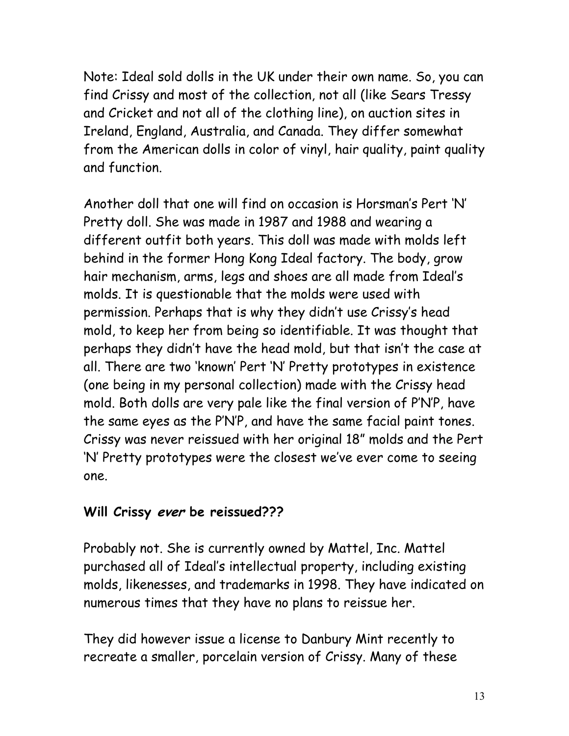Note: Ideal sold dolls in the UK under their own name. So, you can find Crissy and most of the collection, not all (like Sears Tressy and Cricket and not all of the clothing line), on auction sites in Ireland, England, Australia, and Canada. They differ somewhat from the American dolls in color of vinyl, hair quality, paint quality and function.

Another doll that one will find on occasion is Horsman's Pert 'N' Pretty doll. She was made in 1987 and 1988 and wearing a different outfit both years. This doll was made with molds left behind in the former Hong Kong Ideal factory. The body, grow hair mechanism, arms, legs and shoes are all made from Ideal's molds. It is questionable that the molds were used with permission. Perhaps that is why they didn't use Crissy's head mold, to keep her from being so identifiable. It was thought that perhaps they didn't have the head mold, but that isn't the case at all. There are two 'known' Pert 'N' Pretty prototypes in existence (one being in my personal collection) made with the Crissy head mold. Both dolls are very pale like the final version of P'N'P, have the same eyes as the P'N'P, and have the same facial paint tones. Crissy was never reissued with her original 18" molds and the Pert 'N' Pretty prototypes were the closest we've ever come to seeing one.

**Will Crissy *ever* be reissued???**

Probably not. She is currently owned by Mattel, Inc. Mattel purchased all of Ideal's intellectual property, including existing molds, likenesses, and trademarks in 1998. They have indicated on numerous times that they have no plans to reissue her.

They did however issue a license to Danbury Mint recently to recreate a smaller, porcelain version of Crissy. Many of these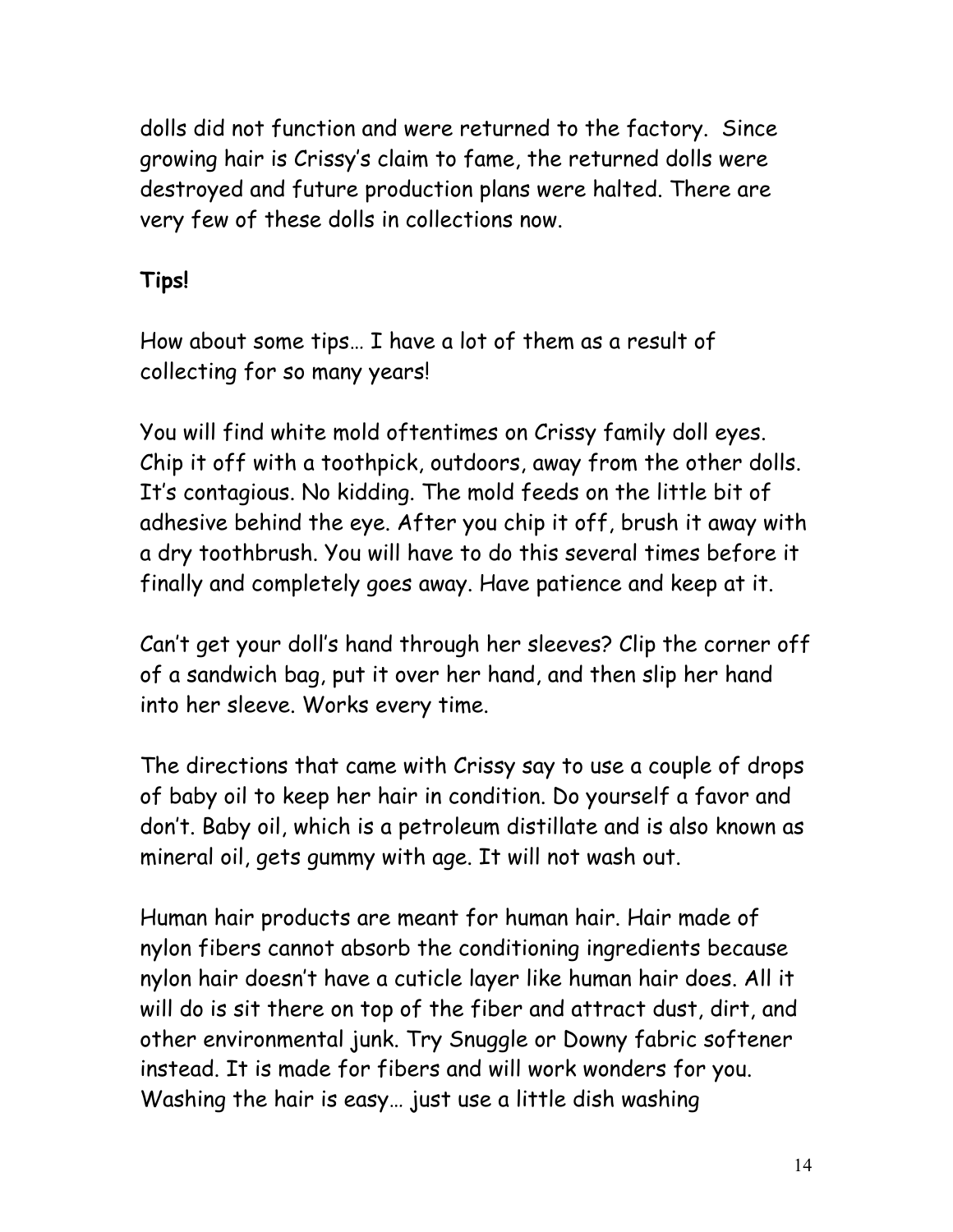dolls did not function and were returned to the factory. Since growing hair is Crissy's claim to fame, the returned dolls were destroyed and future production plans were halted. There are very few of these dolls in collections now.

**Tips!**

How about some tips… I have a lot of them as a result of collecting for so many years!

You will find white mold oftentimes on Crissy family doll eyes. Chip it off with a toothpick, outdoors, away from the other dolls. It's contagious. No kidding. The mold feeds on the little bit of adhesive behind the eye. After you chip it off, brush it away with a dry toothbrush. You will have to do this several times before it finally and completely goes away. Have patience and keep at it.

Can't get your doll's hand through her sleeves? Clip the corner off of a sandwich bag, put it over her hand, and then slip her hand into her sleeve. Works every time.

The directions that came with Crissy say to use a couple of drops of baby oil to keep her hair in condition. Do yourself a favor and don't. Baby oil, which is a petroleum distillate and is also known as mineral oil, gets gummy with age. It will not wash out.

Human hair products are meant for human hair. Hair made of nylon fibers cannot absorb the conditioning ingredients because nylon hair doesn't have a cuticle layer like human hair does. All it will do is sit there on top of the fiber and attract dust, dirt, and other environmental junk. Try Snuggle or Downy fabric softener instead. It is made for fibers and will work wonders for you. Washing the hair is easy… just use a little dish washing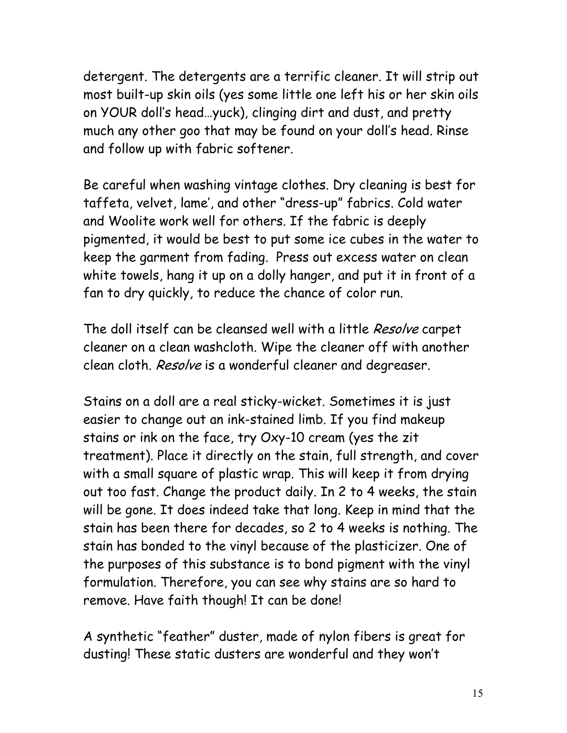detergent. The detergents are a terrific cleaner. It will strip out most built-up skin oils (yes some little one left his or her skin oils on YOUR doll's head…yuck), clinging dirt and dust, and pretty much any other goo that may be found on your doll's head. Rinse and follow up with fabric softener.

Be careful when washing vintage clothes. Dry cleaning is best for taffeta, velvet, lame', and other "dress-up" fabrics. Cold water and Woolite work well for others. If the fabric is deeply pigmented, it would be best to put some ice cubes in the water to keep the garment from fading. Press out excess water on clean white towels, hang it up on a dolly hanger, and put it in front of a fan to dry quickly, to reduce the chance of color run.

The doll itself can be cleansed well with a little *Resolve* carpet cleaner on a clean washcloth. Wipe the cleaner off with another clean cloth. *Resolve* is a wonderful cleaner and degreaser.

Stains on a doll are a real sticky-wicket. Sometimes it is just easier to change out an ink-stained limb. If you find makeup stains or ink on the face, try Oxy-10 cream (yes the zit treatment). Place it directly on the stain, full strength, and cover with a small square of plastic wrap. This will keep it from drying out too fast. Change the product daily. In 2 to 4 weeks, the stain will be gone. It does indeed take that long. Keep in mind that the stain has been there for decades, so 2 to 4 weeks is nothing. The stain has bonded to the vinyl because of the plasticizer. One of the purposes of this substance is to bond pigment with the vinyl formulation. Therefore, you can see why stains are so hard to remove. Have faith though! It can be done!

A synthetic "feather" duster, made of nylon fibers is great for dusting! These static dusters are wonderful and they won't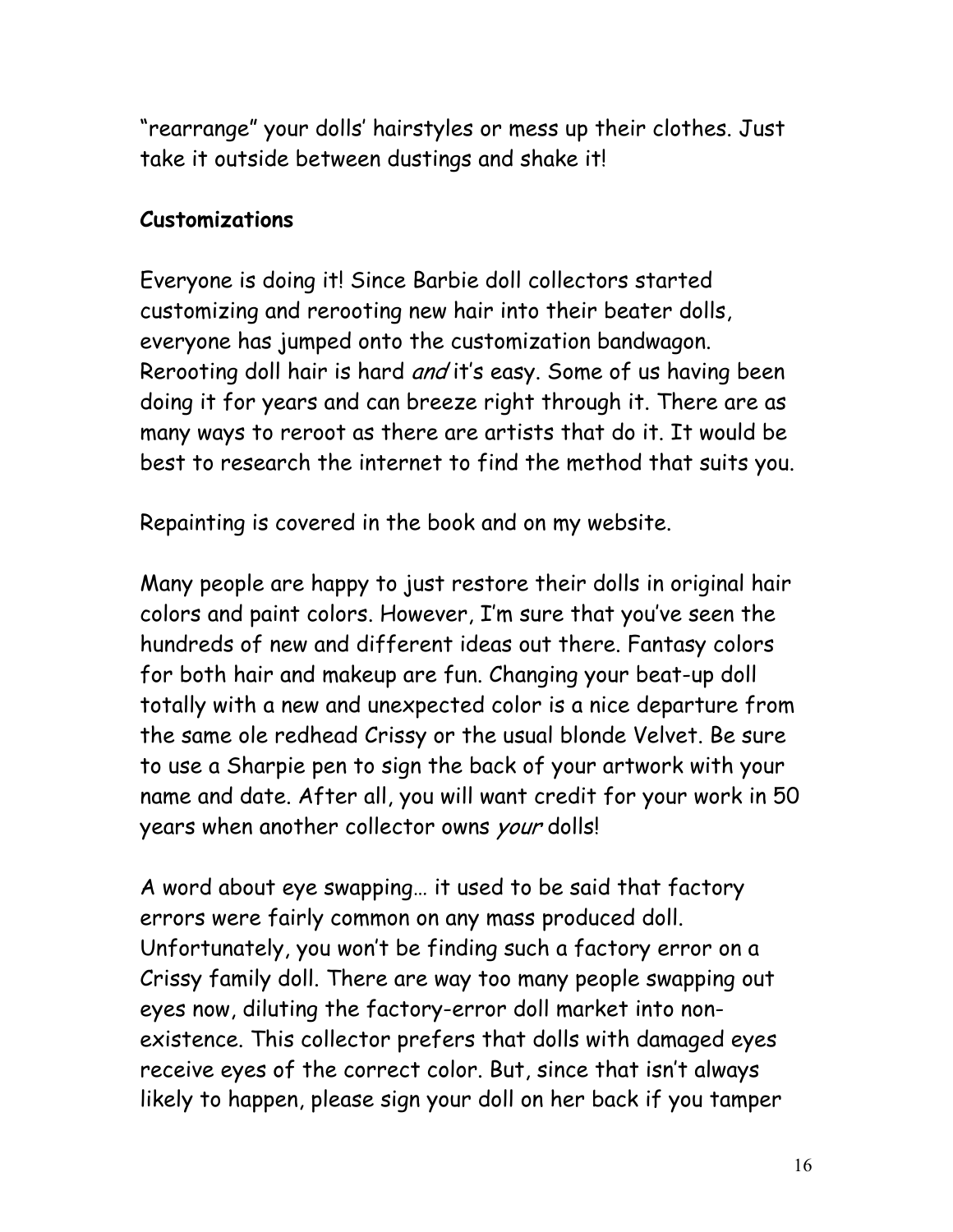"rearrange" your dolls' hairstyles or mess up their clothes. Just take it outside between dustings and shake it!

**Customizations**

Everyone is doing it! Since Barbie doll collectors started customizing and rerooting new hair into their beater dolls, everyone has jumped onto the customization bandwagon. Rerooting doll hair is hard *and* it's easy. Some of us having been doing it for years and can breeze right through it. There are as many ways to reroot as there are artists that do it. It would be best to research the internet to find the method that suits you.

Repainting is covered in the book and on my website.

Many people are happy to just restore their dolls in original hair colors and paint colors. However, I'm sure that you've seen the hundreds of new and different ideas out there. Fantasy colors for both hair and makeup are fun. Changing your beat-up doll totally with a new and unexpected color is a nice departure from the same ole redhead Crissy or the usual blonde Velvet. Be sure to use a Sharpie pen to sign the back of your artwork with your name and date. After all, you will want credit for your work in 50 years when another collector owns *your* dolls!

A word about eye swapping… it used to be said that factory errors were fairly common on any mass produced doll. Unfortunately, you won't be finding such a factory error on a Crissy family doll. There are way too many people swapping out eyes now, diluting the factory-error doll market into non-existence. This collector prefers that dolls with damaged eyes receive eyes of the correct color. But, since that isn't always likely to happen, please sign your doll on her back if you tamper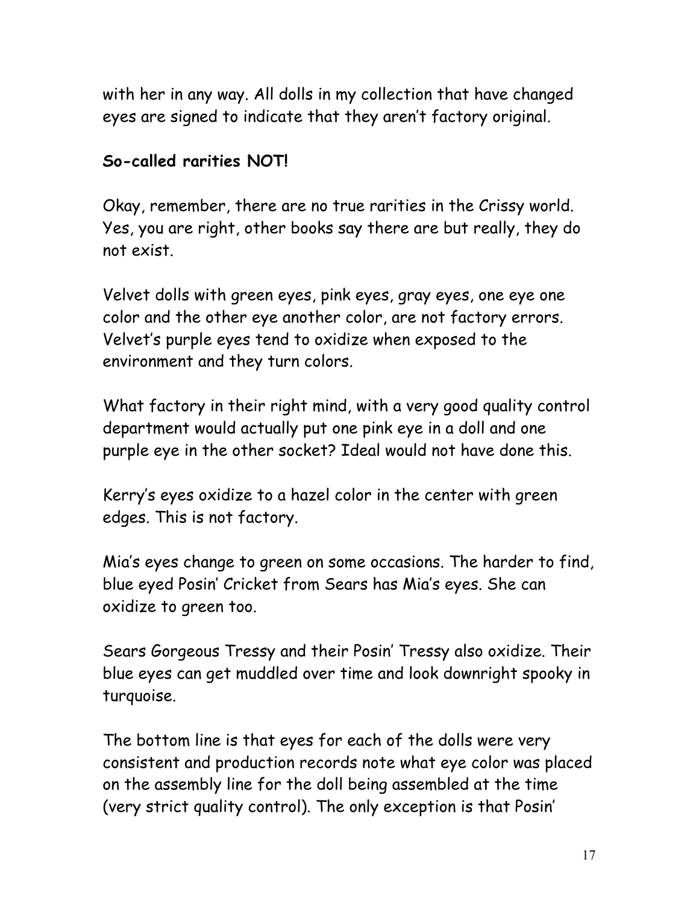with her in any way. All dolls in my collection that have changed eyes are signed to indicate that they aren't factory original.

**So-called rarities NOT!**

Okay, remember, there are no true rarities in the Crissy world. Yes, you are right, other books say there are but really, they do not exist.

Velvet dolls with green eyes, pink eyes, gray eyes, one eye one color and the other eye another color, are not factory errors. Velvet's purple eyes tend to oxidize when exposed to the environment and they turn colors.

What factory in their right mind, with a very good quality control department would actually put one pink eye in a doll and one purple eye in the other socket? Ideal would not have done this.

Kerry's eyes oxidize to a hazel color in the center with green edges. This is not factory.

Mia's eyes change to green on some occasions. The harder to find, blue eyed Posin' Cricket from Sears has Mia's eyes. She can oxidize to green too.

Sears Gorgeous Tressy and their Posin' Tressy also oxidize. Their blue eyes can get muddled over time and look downright spooky in turquoise.

The bottom line is that eyes for each of the dolls were very consistent and production records note what eye color was placed on the assembly line for the doll being assembled at the time (very strict quality control). The only exception is that Posin'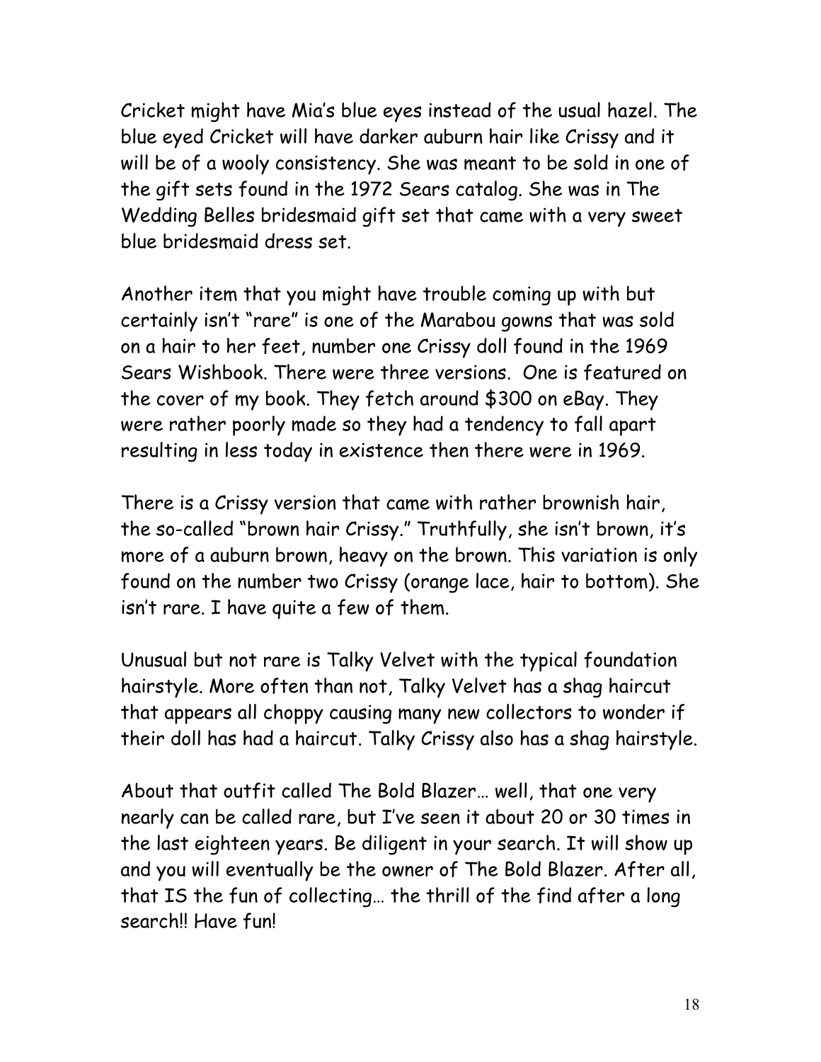Cricket might have Mia's blue eyes instead of the usual hazel. The blue eyed Cricket will have darker auburn hair like Crissy and it will be of a wooly consistency. She was meant to be sold in one of the gift sets found in the 1972 Sears catalog. She was in The Wedding Belles bridesmaid gift set that came with a very sweet blue bridesmaid dress set.

Another item that you might have trouble coming up with but certainly isn't "rare" is one of the Marabou gowns that was sold on a hair to her feet, number one Crissy doll found in the 1969 Sears Wishbook. There were three versions. One is featured on the cover of my book. They fetch around $300 on eBay. They were rather poorly made so they had a tendency to fall apart resulting in less today in existence then there were in 1969.

There is a Crissy version that came with rather brownish hair, the so-called "brown hair Crissy." Truthfully, she isn't brown, it's more of a auburn brown, heavy on the brown. This variation is only found on the number two Crissy (orange lace, hair to bottom). She isn't rare. I have quite a few of them.

Unusual but not rare is Talky Velvet with the typical foundation hairstyle. More often than not, Talky Velvet has a shag haircut that appears all choppy causing many new collectors to wonder if their doll has had a haircut. Talky Crissy also has a shag hairstyle.

About that outfit called The Bold Blazer… well, that one very nearly can be called rare, but I've seen it about 20 or 30 times in the last eighteen years. Be diligent in your search. It will show up and you will eventually be the owner of The Bold Blazer. After all, that IS the fun of collecting… the thrill of the find after a long search!! Have fun!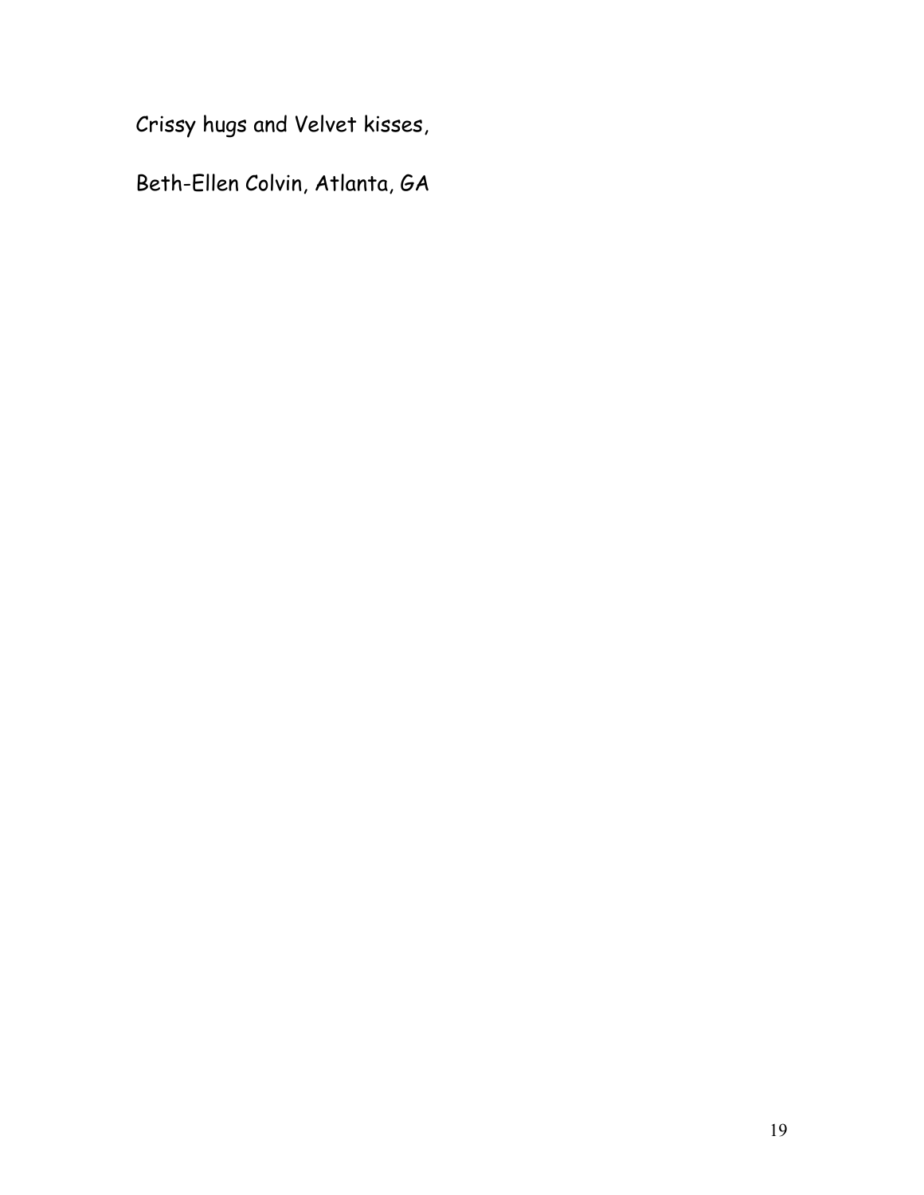Crissy hugs and Velvet kisses,

Beth-Ellen Colvin, Atlanta, GA